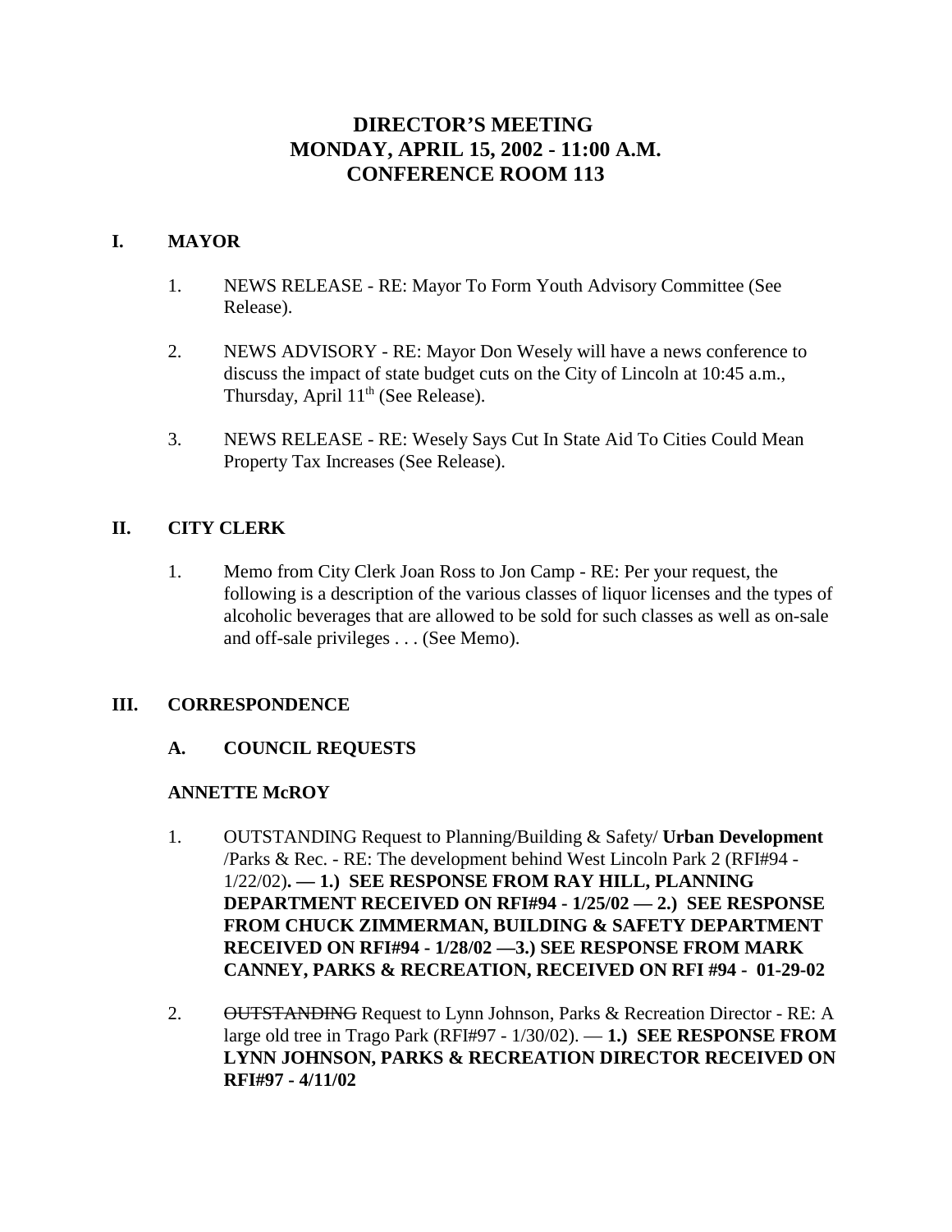# DIRECTOR'S MEETING
# MONDAY, APRIL 15, 2002 - 11:00 A.M.
# CONFERENCE ROOM 113

## I. MAYOR

1. NEWS RELEASE - RE: Mayor To Form Youth Advisory Committee (See Release).

2. NEWS ADVISORY - RE: Mayor Don Wesely will have a news conference to discuss the impact of state budget cuts on the City of Lincoln at 10:45 a.m., Thursday, April 11th (See Release).

3. NEWS RELEASE - RE: Wesely Says Cut In State Aid To Cities Could Mean Property Tax Increases (See Release).

## II. CITY CLERK

1. Memo from City Clerk Joan Ross to Jon Camp - RE: Per your request, the following is a description of the various classes of liquor licenses and the types of alcoholic beverages that are allowed to be sold for such classes as well as on-sale and off-sale privileges . . . (See Memo).

## III. CORRESPONDENCE

### A. COUNCIL REQUESTS

**ANNETTE McROY**

1. OUTSTANDING Request to Planning/Building & Safety/ **Urban Development** /Parks & Rec. - RE: The development behind West Lincoln Park 2 (RFI#94 - 1/22/02)**. — 1.) SEE RESPONSE FROM RAY HILL, PLANNING DEPARTMENT RECEIVED ON RFI#94 - 1/25/02 — 2.) SEE RESPONSE FROM CHUCK ZIMMERMAN, BUILDING & SAFETY DEPARTMENT RECEIVED ON RFI#94 - 1/28/02 —3.) SEE RESPONSE FROM MARK CANNEY, PARKS & RECREATION, RECEIVED ON RFI #94 - 01-29-02**

2. ~~OUTSTANDING~~ Request to Lynn Johnson, Parks & Recreation Director - RE: A large old tree in Trago Park (RFI#97 - 1/30/02). — **1.) SEE RESPONSE FROM LYNN JOHNSON, PARKS & RECREATION DIRECTOR RECEIVED ON RFI#97 - 4/11/02**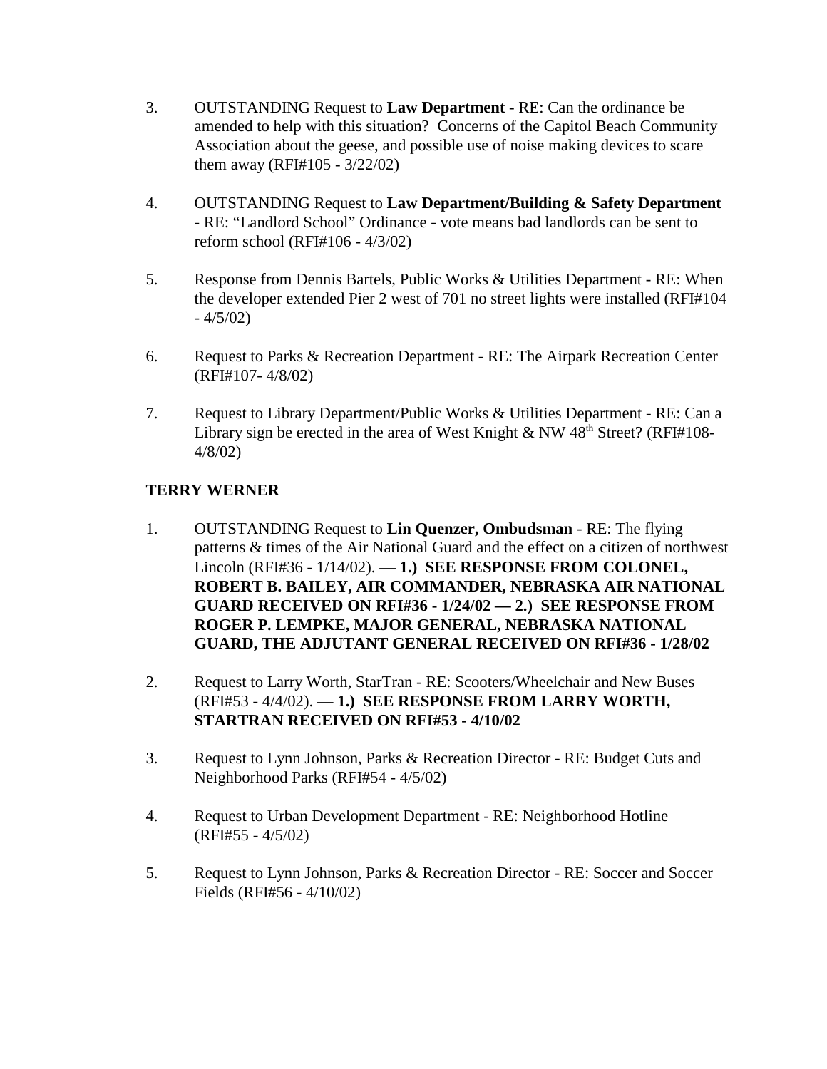3. OUTSTANDING Request to **Law Department** - RE: Can the ordinance be amended to help with this situation? Concerns of the Capitol Beach Community Association about the geese, and possible use of noise making devices to scare them away (RFI#105 - 3/22/02)

4. OUTSTANDING Request to **Law Department/Building & Safety Department** - RE: "Landlord School" Ordinance - vote means bad landlords can be sent to reform school (RFI#106 - 4/3/02)

5. Response from Dennis Bartels, Public Works & Utilities Department - RE: When the developer extended Pier 2 west of 701 no street lights were installed (RFI#104 - 4/5/02)

6. Request to Parks & Recreation Department - RE: The Airpark Recreation Center (RFI#107- 4/8/02)

7. Request to Library Department/Public Works & Utilities Department - RE: Can a Library sign be erected in the area of West Knight & NW 48th Street? (RFI#108- 4/8/02)

**TERRY WERNER**

1. OUTSTANDING Request to **Lin Quenzer, Ombudsman** - RE: The flying patterns & times of the Air National Guard and the effect on a citizen of northwest Lincoln (RFI#36 - 1/14/02). — **1.) SEE RESPONSE FROM COLONEL, ROBERT B. BAILEY, AIR COMMANDER, NEBRASKA AIR NATIONAL GUARD RECEIVED ON RFI#36 - 1/24/02 — 2.) SEE RESPONSE FROM ROGER P. LEMPKE, MAJOR GENERAL, NEBRASKA NATIONAL GUARD, THE ADJUTANT GENERAL RECEIVED ON RFI#36 - 1/28/02**

2. Request to Larry Worth, StarTran - RE: Scooters/Wheelchair and New Buses (RFI#53 - 4/4/02). — **1.) SEE RESPONSE FROM LARRY WORTH, STARTRAN RECEIVED ON RFI#53 - 4/10/02**

3. Request to Lynn Johnson, Parks & Recreation Director - RE: Budget Cuts and Neighborhood Parks (RFI#54 - 4/5/02)

4. Request to Urban Development Department - RE: Neighborhood Hotline (RFI#55 - 4/5/02)

5. Request to Lynn Johnson, Parks & Recreation Director - RE: Soccer and Soccer Fields (RFI#56 - 4/10/02)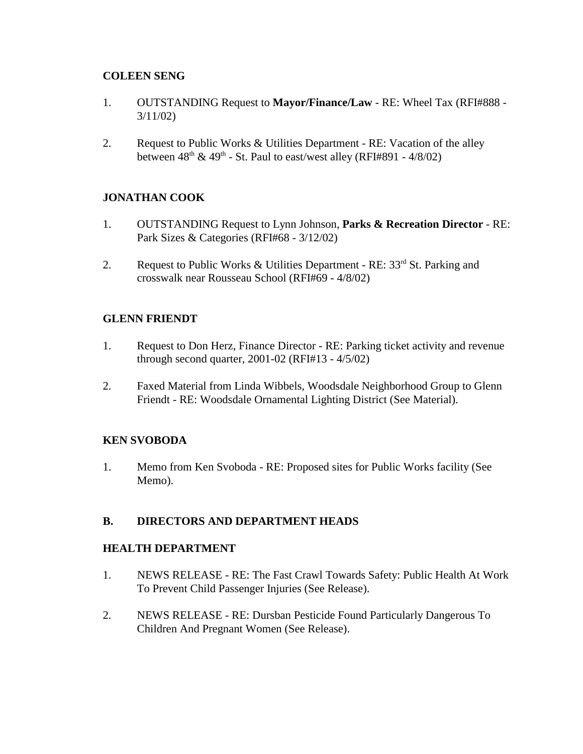**COLEEN SENG**

1. OUTSTANDING Request to **Mayor/Finance/Law** - RE: Wheel Tax (RFI#888 - 3/11/02)

2. Request to Public Works & Utilities Department - RE: Vacation of the alley between $48^{th}$ & $49^{th}$ - St. Paul to east/west alley (RFI#891 - 4/8/02)

**JONATHAN COOK**

1. OUTSTANDING Request to Lynn Johnson, **Parks & Recreation Director** - RE: Park Sizes & Categories (RFI#68 - 3/12/02)

2. Request to Public Works & Utilities Department - RE: $33^{rd}$ St. Parking and crosswalk near Rousseau School (RFI#69 - 4/8/02)

**GLENN FRIENDT**

1. Request to Don Herz, Finance Director - RE: Parking ticket activity and revenue through second quarter, 2001-02 (RFI#13 - 4/5/02)

2. Faxed Material from Linda Wibbels, Woodsdale Neighborhood Group to Glenn Friendt - RE: Woodsdale Ornamental Lighting District (See Material).

**KEN SVOBODA**

1. Memo from Ken Svoboda - RE: Proposed sites for Public Works facility (See Memo).

**B. DIRECTORS AND DEPARTMENT HEADS**

**HEALTH DEPARTMENT**

1. NEWS RELEASE - RE: The Fast Crawl Towards Safety: Public Health At Work To Prevent Child Passenger Injuries (See Release).

2. NEWS RELEASE - RE: Dursban Pesticide Found Particularly Dangerous To Children And Pregnant Women (See Release).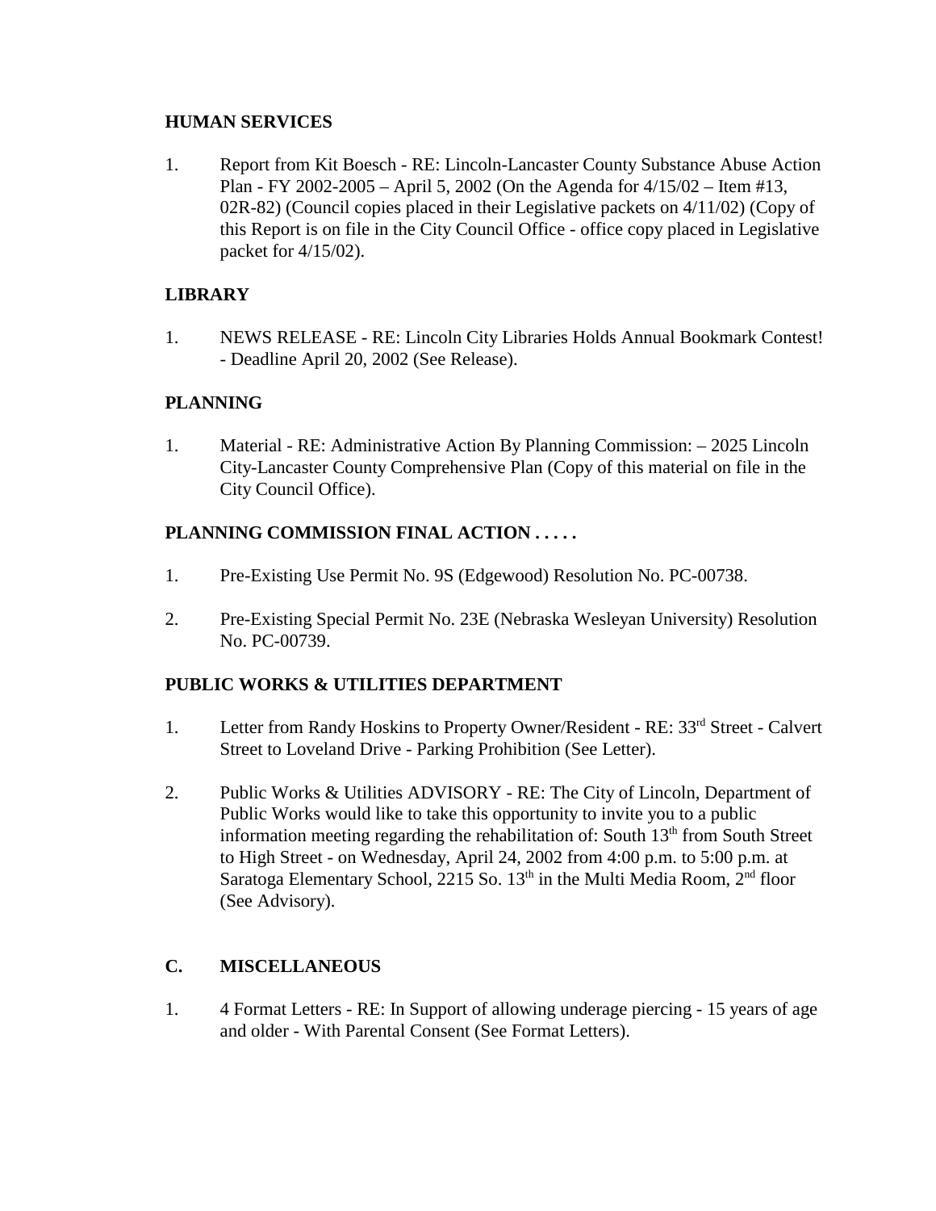**HUMAN SERVICES**

1. Report from Kit Boesch - RE: Lincoln-Lancaster County Substance Abuse Action Plan - FY 2002-2005 – April 5, 2002 (On the Agenda for 4/15/02 – Item #13, 02R-82) (Council copies placed in their Legislative packets on 4/11/02) (Copy of this Report is on file in the City Council Office - office copy placed in Legislative packet for 4/15/02).

**LIBRARY**

1. NEWS RELEASE - RE: Lincoln City Libraries Holds Annual Bookmark Contest! - Deadline April 20, 2002 (See Release).

**PLANNING**

1. Material - RE: Administrative Action By Planning Commission: – 2025 Lincoln City-Lancaster County Comprehensive Plan (Copy of this material on file in the City Council Office).

**PLANNING COMMISSION FINAL ACTION . . . . .**

1. Pre-Existing Use Permit No. 9S (Edgewood) Resolution No. PC-00738.

2. Pre-Existing Special Permit No. 23E (Nebraska Wesleyan University) Resolution No. PC-00739.

**PUBLIC WORKS & UTILITIES DEPARTMENT**

1. Letter from Randy Hoskins to Property Owner/Resident - RE: 33rd Street - Calvert Street to Loveland Drive - Parking Prohibition (See Letter).

2. Public Works & Utilities ADVISORY - RE: The City of Lincoln, Department of Public Works would like to take this opportunity to invite you to a public information meeting regarding the rehabilitation of: South 13th from South Street to High Street - on Wednesday, April 24, 2002 from 4:00 p.m. to 5:00 p.m. at Saratoga Elementary School, 2215 So. 13th in the Multi Media Room, 2nd floor (See Advisory).

**C. MISCELLANEOUS**

1. 4 Format Letters - RE: In Support of allowing underage piercing - 15 years of age and older - With Parental Consent (See Format Letters).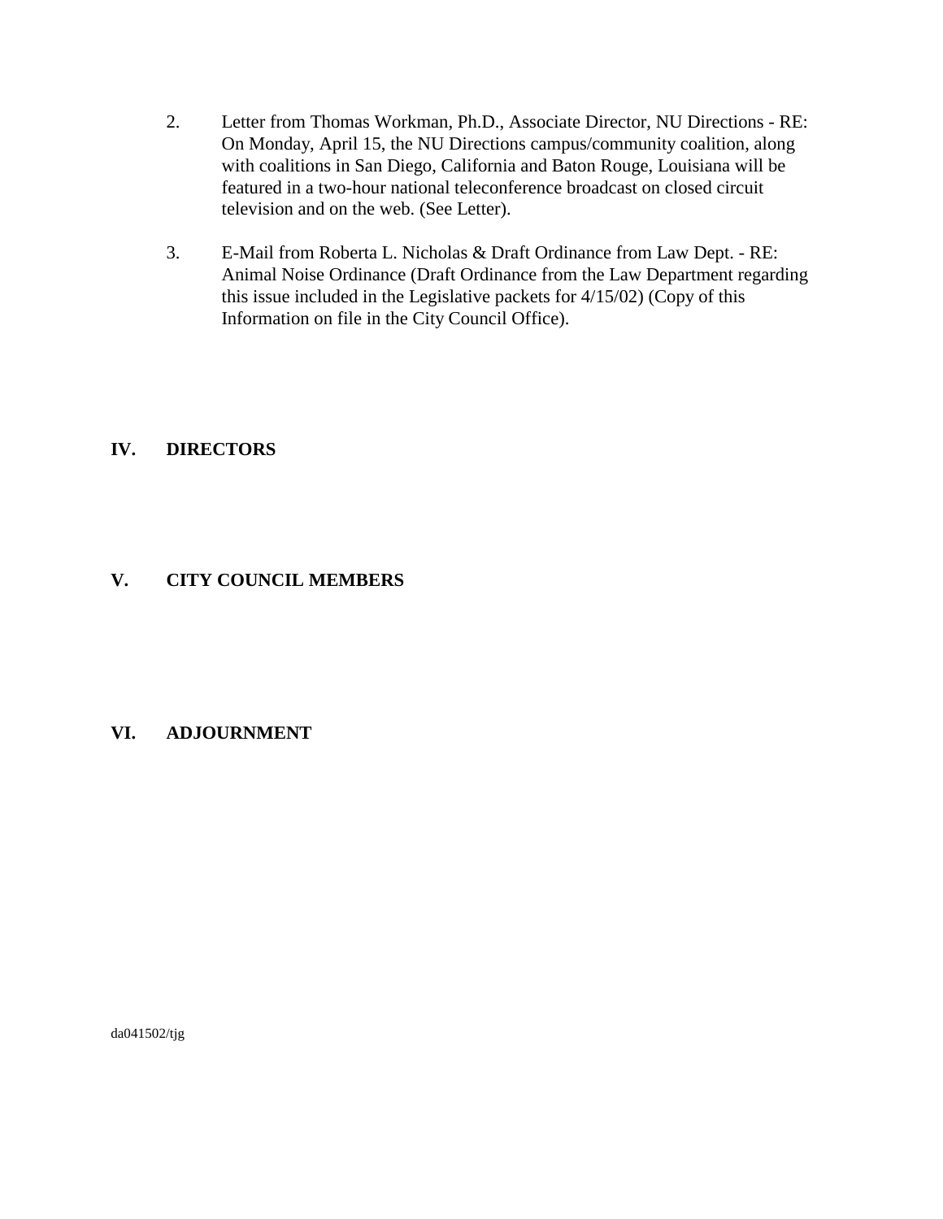2. Letter from Thomas Workman, Ph.D., Associate Director, NU Directions - RE: On Monday, April 15, the NU Directions campus/community coalition, along with coalitions in San Diego, California and Baton Rouge, Louisiana will be featured in a two-hour national teleconference broadcast on closed circuit television and on the web. (See Letter).

3. E-Mail from Roberta L. Nicholas & Draft Ordinance from Law Dept. - RE: Animal Noise Ordinance (Draft Ordinance from the Law Department regarding this issue included in the Legislative packets for 4/15/02) (Copy of this Information on file in the City Council Office).

## IV. DIRECTORS

## V. CITY COUNCIL MEMBERS

## VI. ADJOURNMENT

da041502/tjg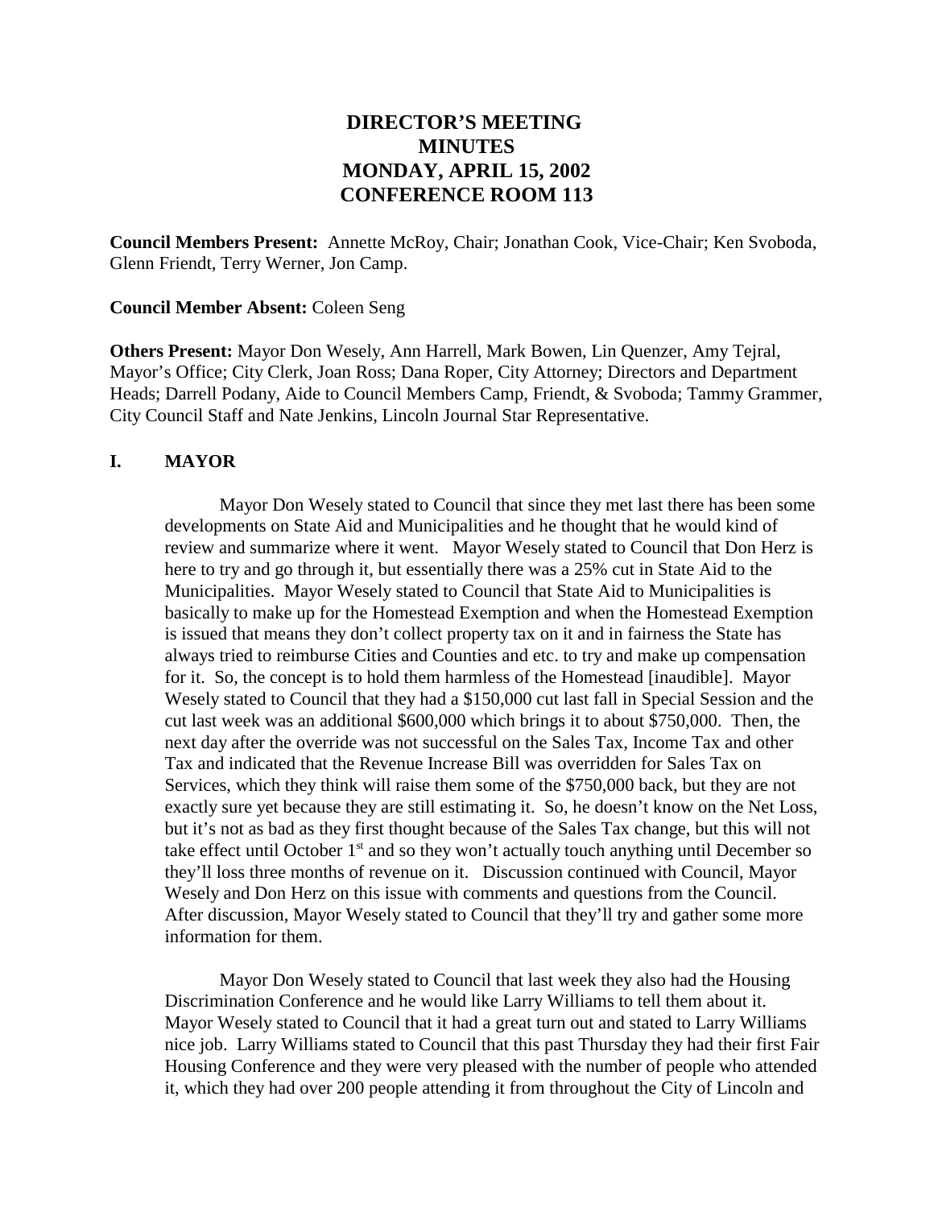# DIRECTOR'S MEETING MINUTES MONDAY, APRIL 15, 2002 CONFERENCE ROOM 113

**Council Members Present:** Annette McRoy, Chair; Jonathan Cook, Vice-Chair; Ken Svoboda, Glenn Friendt, Terry Werner, Jon Camp.

**Council Member Absent:** Coleen Seng

**Others Present:** Mayor Don Wesely, Ann Harrell, Mark Bowen, Lin Quenzer, Amy Tejral, Mayor's Office; City Clerk, Joan Ross; Dana Roper, City Attorney; Directors and Department Heads; Darrell Podany, Aide to Council Members Camp, Friendt, & Svoboda; Tammy Grammer, City Council Staff and Nate Jenkins, Lincoln Journal Star Representative.

## I. MAYOR

Mayor Don Wesely stated to Council that since they met last there has been some developments on State Aid and Municipalities and he thought that he would kind of review and summarize where it went. Mayor Wesely stated to Council that Don Herz is here to try and go through it, but essentially there was a 25% cut in State Aid to the Municipalities. Mayor Wesely stated to Council that State Aid to Municipalities is basically to make up for the Homestead Exemption and when the Homestead Exemption is issued that means they don't collect property tax on it and in fairness the State has always tried to reimburse Cities and Counties and etc. to try and make up compensation for it. So, the concept is to hold them harmless of the Homestead [inaudible]. Mayor Wesely stated to Council that they had a $150,000 cut last fall in Special Session and the cut last week was an additional $600,000 which brings it to about $750,000. Then, the next day after the override was not successful on the Sales Tax, Income Tax and other Tax and indicated that the Revenue Increase Bill was overridden for Sales Tax on Services, which they think will raise them some of the $750,000 back, but they are not exactly sure yet because they are still estimating it. So, he doesn't know on the Net Loss, but it's not as bad as they first thought because of the Sales Tax change, but this will not take effect until October 1st and so they won't actually touch anything until December so they'll loss three months of revenue on it. Discussion continued with Council, Mayor Wesely and Don Herz on this issue with comments and questions from the Council. After discussion, Mayor Wesely stated to Council that they'll try and gather some more information for them.

Mayor Don Wesely stated to Council that last week they also had the Housing Discrimination Conference and he would like Larry Williams to tell them about it. Mayor Wesely stated to Council that it had a great turn out and stated to Larry Williams nice job. Larry Williams stated to Council that this past Thursday they had their first Fair Housing Conference and they were very pleased with the number of people who attended it, which they had over 200 people attending it from throughout the City of Lincoln and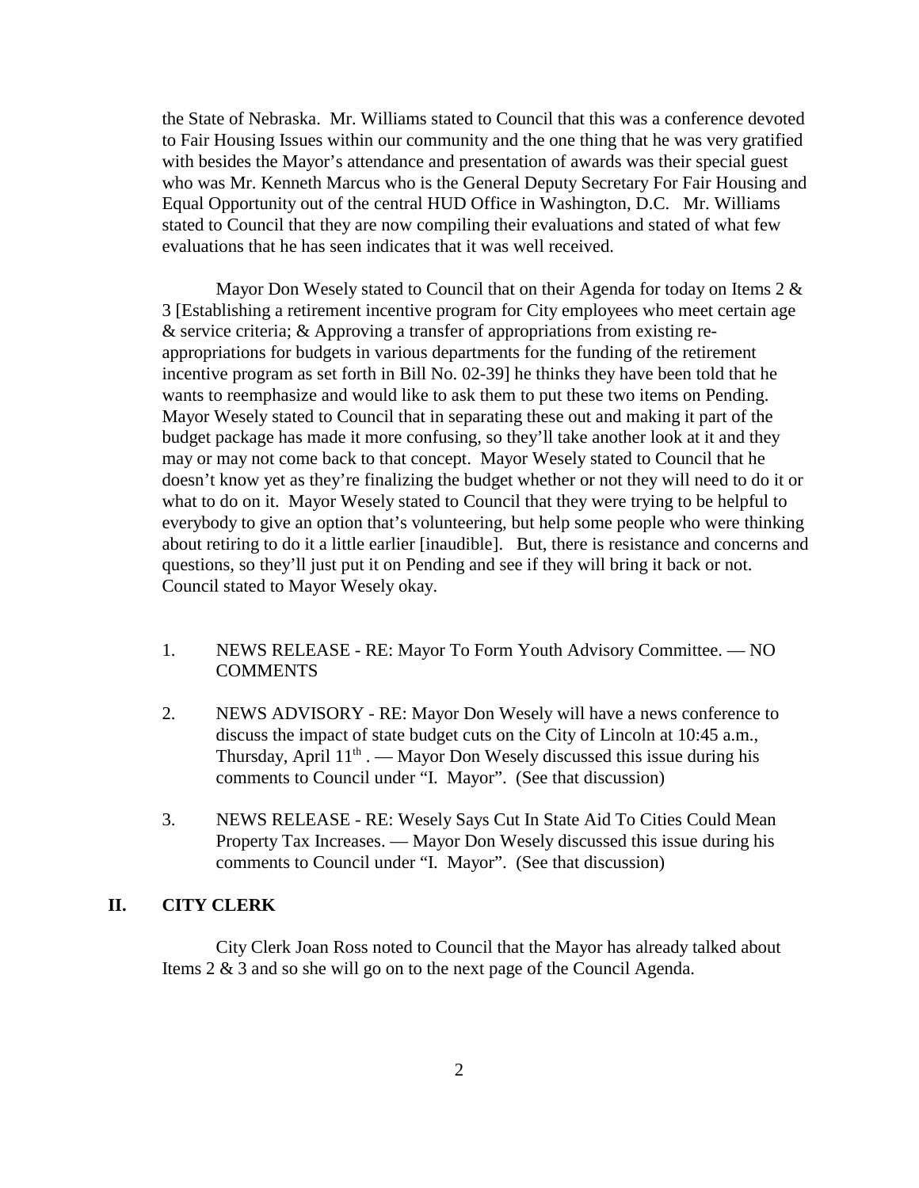the State of Nebraska. Mr. Williams stated to Council that this was a conference devoted to Fair Housing Issues within our community and the one thing that he was very gratified with besides the Mayor's attendance and presentation of awards was their special guest who was Mr. Kenneth Marcus who is the General Deputy Secretary For Fair Housing and Equal Opportunity out of the central HUD Office in Washington, D.C. Mr. Williams stated to Council that they are now compiling their evaluations and stated of what few evaluations that he has seen indicates that it was well received.

Mayor Don Wesely stated to Council that on their Agenda for today on Items 2 & 3 [Establishing a retirement incentive program for City employees who meet certain age & service criteria; & Approving a transfer of appropriations from existing re-appropriations for budgets in various departments for the funding of the retirement incentive program as set forth in Bill No. 02-39] he thinks they have been told that he wants to reemphasize and would like to ask them to put these two items on Pending. Mayor Wesely stated to Council that in separating these out and making it part of the budget package has made it more confusing, so they'll take another look at it and they may or may not come back to that concept. Mayor Wesely stated to Council that he doesn't know yet as they're finalizing the budget whether or not they will need to do it or what to do on it. Mayor Wesely stated to Council that they were trying to be helpful to everybody to give an option that's volunteering, but help some people who were thinking about retiring to do it a little earlier [inaudible]. But, there is resistance and concerns and questions, so they'll just put it on Pending and see if they will bring it back or not. Council stated to Mayor Wesely okay.

1. NEWS RELEASE - RE: Mayor To Form Youth Advisory Committee. — NO COMMENTS

2. NEWS ADVISORY - RE: Mayor Don Wesely will have a news conference to discuss the impact of state budget cuts on the City of Lincoln at 10:45 a.m., Thursday, April 11th . — Mayor Don Wesely discussed this issue during his comments to Council under "I. Mayor". (See that discussion)

3. NEWS RELEASE - RE: Wesely Says Cut In State Aid To Cities Could Mean Property Tax Increases. — Mayor Don Wesely discussed this issue during his comments to Council under "I. Mayor". (See that discussion)

## II. CITY CLERK

City Clerk Joan Ross noted to Council that the Mayor has already talked about Items 2 & 3 and so she will go on to the next page of the Council Agenda.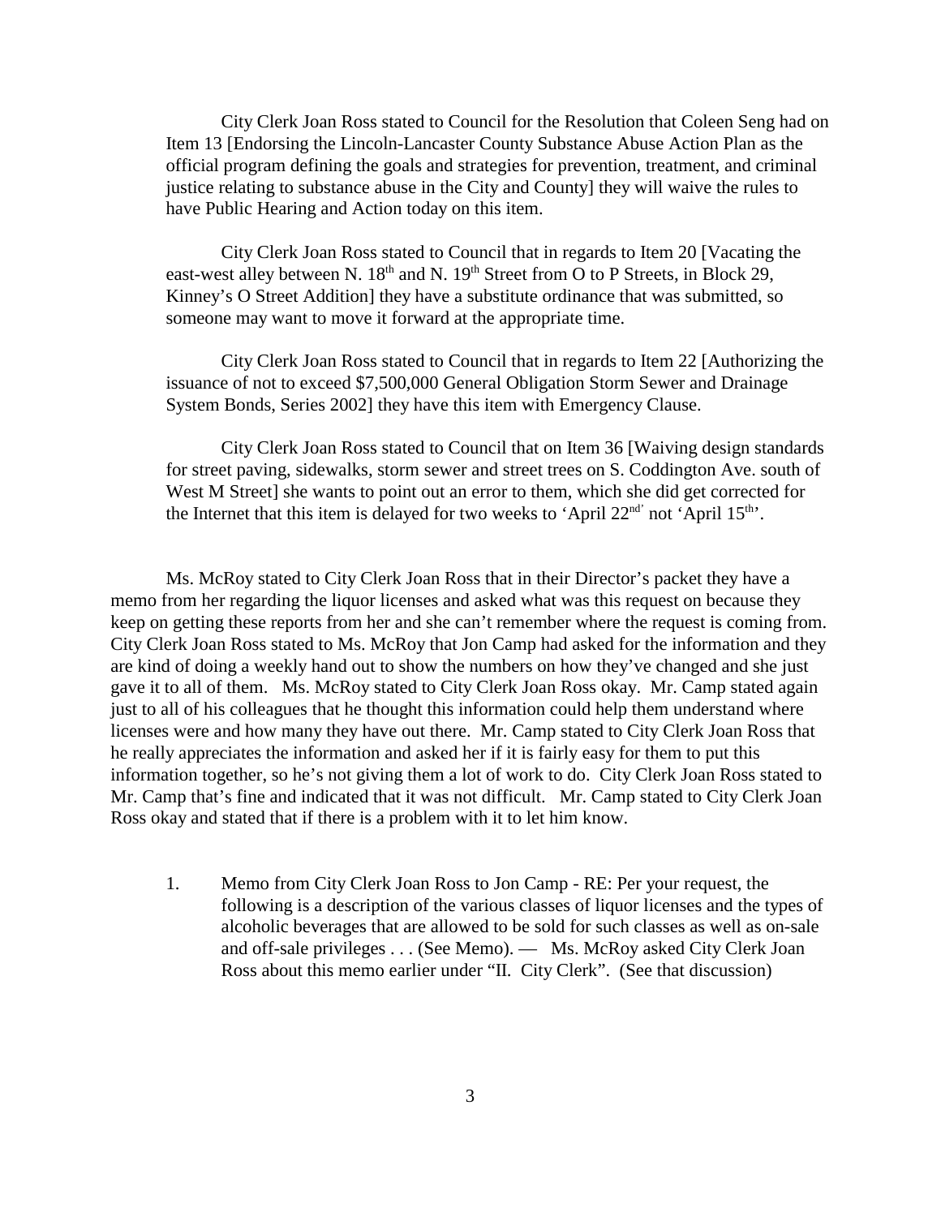City Clerk Joan Ross stated to Council for the Resolution that Coleen Seng had on Item 13 [Endorsing the Lincoln-Lancaster County Substance Abuse Action Plan as the official program defining the goals and strategies for prevention, treatment, and criminal justice relating to substance abuse in the City and County] they will waive the rules to have Public Hearing and Action today on this item.

City Clerk Joan Ross stated to Council that in regards to Item 20 [Vacating the east-west alley between N. 18th and N. 19th Street from O to P Streets, in Block 29, Kinney's O Street Addition] they have a substitute ordinance that was submitted, so someone may want to move it forward at the appropriate time.

City Clerk Joan Ross stated to Council that in regards to Item 22 [Authorizing the issuance of not to exceed $7,500,000 General Obligation Storm Sewer and Drainage System Bonds, Series 2002] they have this item with Emergency Clause.

City Clerk Joan Ross stated to Council that on Item 36 [Waiving design standards for street paving, sidewalks, storm sewer and street trees on S. Coddington Ave. south of West M Street] she wants to point out an error to them, which she did get corrected for the Internet that this item is delayed for two weeks to 'April 22nd' not 'April 15th'.

Ms. McRoy stated to City Clerk Joan Ross that in their Director's packet they have a memo from her regarding the liquor licenses and asked what was this request on because they keep on getting these reports from her and she can't remember where the request is coming from. City Clerk Joan Ross stated to Ms. McRoy that Jon Camp had asked for the information and they are kind of doing a weekly hand out to show the numbers on how they've changed and she just gave it to all of them. Ms. McRoy stated to City Clerk Joan Ross okay. Mr. Camp stated again just to all of his colleagues that he thought this information could help them understand where licenses were and how many they have out there. Mr. Camp stated to City Clerk Joan Ross that he really appreciates the information and asked her if it is fairly easy for them to put this information together, so he's not giving them a lot of work to do. City Clerk Joan Ross stated to Mr. Camp that's fine and indicated that it was not difficult. Mr. Camp stated to City Clerk Joan Ross okay and stated that if there is a problem with it to let him know.

1. Memo from City Clerk Joan Ross to Jon Camp - RE: Per your request, the following is a description of the various classes of liquor licenses and the types of alcoholic beverages that are allowed to be sold for such classes as well as on-sale and off-sale privileges . . . (See Memo). — Ms. McRoy asked City Clerk Joan Ross about this memo earlier under "II. City Clerk". (See that discussion)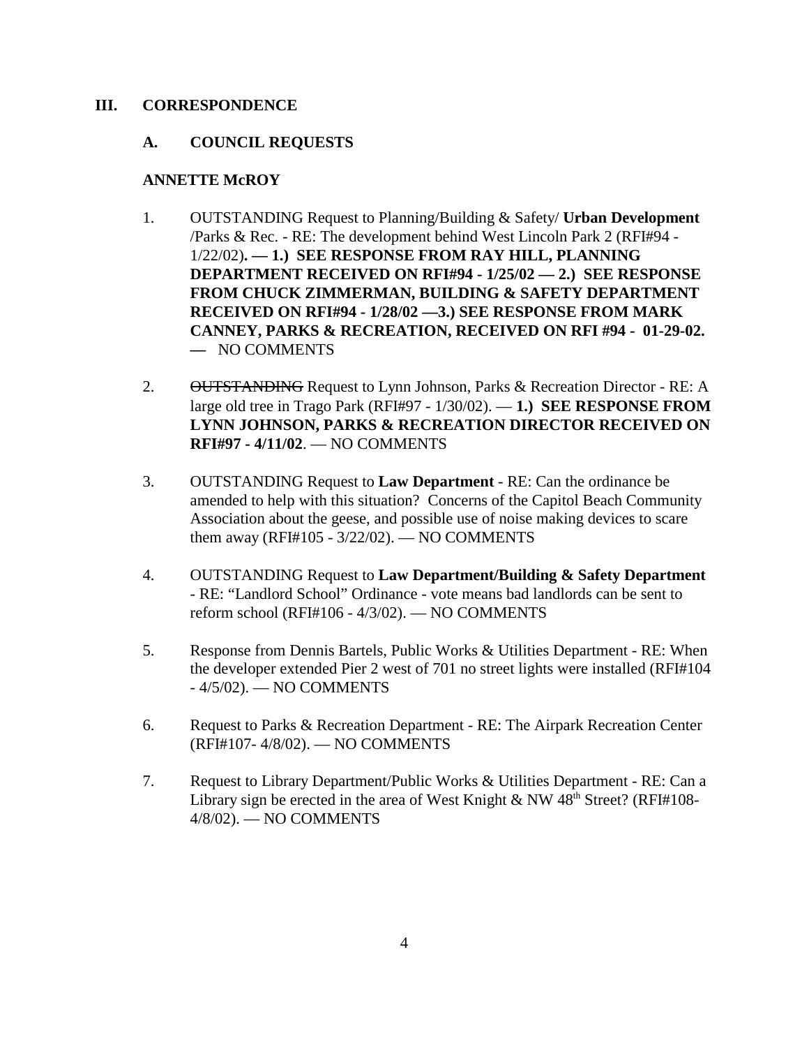## III. CORRESPONDENCE

### A. COUNCIL REQUESTS

**ANNETTE McROY**

1. OUTSTANDING Request to Planning/Building & Safety/ **Urban Development** /Parks & Rec. - RE: The development behind West Lincoln Park 2 (RFI#94 - 1/22/02)**. — 1.) SEE RESPONSE FROM RAY HILL, PLANNING DEPARTMENT RECEIVED ON RFI#94 - 1/25/02 — 2.) SEE RESPONSE FROM CHUCK ZIMMERMAN, BUILDING & SAFETY DEPARTMENT RECEIVED ON RFI#94 - 1/28/02 —3.) SEE RESPONSE FROM MARK CANNEY, PARKS & RECREATION, RECEIVED ON RFI #94 - 01-29-02. —** NO COMMENTS

2. ~~OUTSTANDING~~ Request to Lynn Johnson, Parks & Recreation Director - RE: A large old tree in Trago Park (RFI#97 - 1/30/02). — **1.) SEE RESPONSE FROM LYNN JOHNSON, PARKS & RECREATION DIRECTOR RECEIVED ON RFI#97 - 4/11/02**. — NO COMMENTS

3. OUTSTANDING Request to **Law Department** - RE: Can the ordinance be amended to help with this situation? Concerns of the Capitol Beach Community Association about the geese, and possible use of noise making devices to scare them away (RFI#105 - 3/22/02). — NO COMMENTS

4. OUTSTANDING Request to **Law Department/Building & Safety Department** - RE: "Landlord School" Ordinance - vote means bad landlords can be sent to reform school (RFI#106 - 4/3/02). — NO COMMENTS

5. Response from Dennis Bartels, Public Works & Utilities Department - RE: When the developer extended Pier 2 west of 701 no street lights were installed (RFI#104 - 4/5/02). — NO COMMENTS

6. Request to Parks & Recreation Department - RE: The Airpark Recreation Center (RFI#107- 4/8/02). — NO COMMENTS

7. Request to Library Department/Public Works & Utilities Department - RE: Can a Library sign be erected in the area of West Knight & NW 48th Street? (RFI#108- 4/8/02). — NO COMMENTS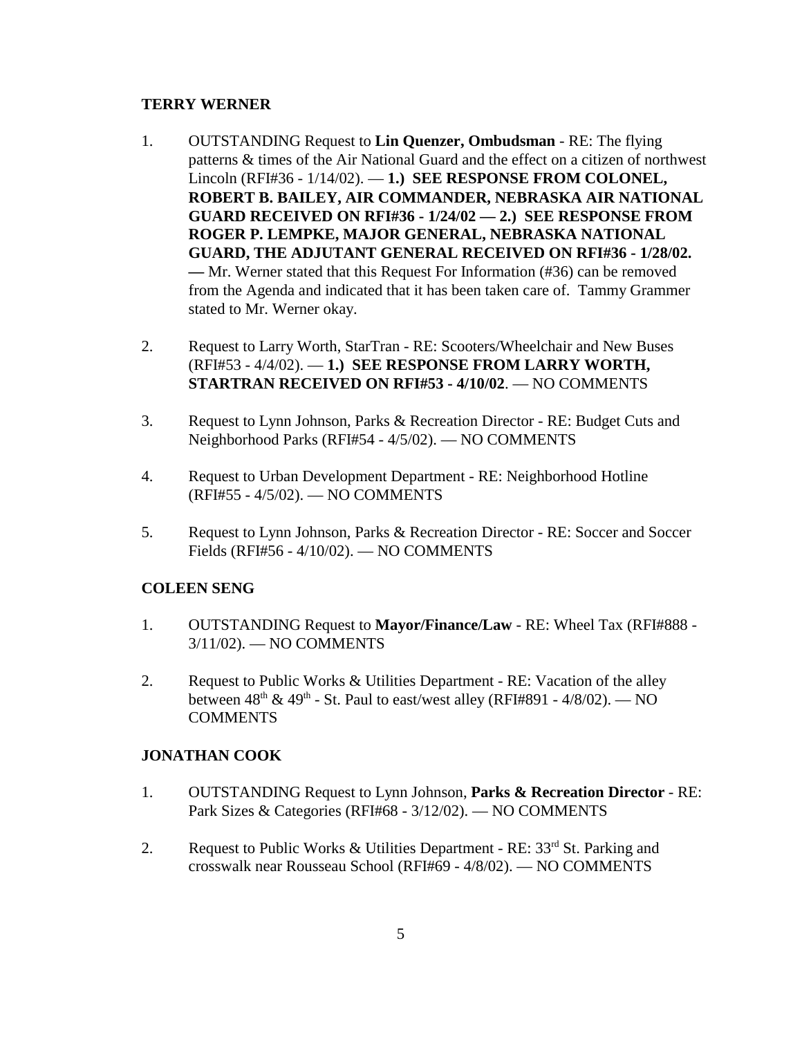**TERRY WERNER**

1. OUTSTANDING Request to **Lin Quenzer, Ombudsman** - RE: The flying patterns & times of the Air National Guard and the effect on a citizen of northwest Lincoln (RFI#36 - 1/14/02). — **1.) SEE RESPONSE FROM COLONEL, ROBERT B. BAILEY, AIR COMMANDER, NEBRASKA AIR NATIONAL GUARD RECEIVED ON RFI#36 - 1/24/02 — 2.) SEE RESPONSE FROM ROGER P. LEMPKE, MAJOR GENERAL, NEBRASKA NATIONAL GUARD, THE ADJUTANT GENERAL RECEIVED ON RFI#36 - 1/28/02. —** Mr. Werner stated that this Request For Information (#36) can be removed from the Agenda and indicated that it has been taken care of. Tammy Grammer stated to Mr. Werner okay.

2. Request to Larry Worth, StarTran - RE: Scooters/Wheelchair and New Buses (RFI#53 - 4/4/02). — **1.) SEE RESPONSE FROM LARRY WORTH, STARTRAN RECEIVED ON RFI#53 - 4/10/02**. — NO COMMENTS

3. Request to Lynn Johnson, Parks & Recreation Director - RE: Budget Cuts and Neighborhood Parks (RFI#54 - 4/5/02). — NO COMMENTS

4. Request to Urban Development Department - RE: Neighborhood Hotline (RFI#55 - 4/5/02). — NO COMMENTS

5. Request to Lynn Johnson, Parks & Recreation Director - RE: Soccer and Soccer Fields (RFI#56 - 4/10/02). — NO COMMENTS

**COLEEN SENG**

1. OUTSTANDING Request to **Mayor/Finance/Law** - RE: Wheel Tax (RFI#888 - 3/11/02). — NO COMMENTS

2. Request to Public Works & Utilities Department - RE: Vacation of the alley between 48th & 49th - St. Paul to east/west alley (RFI#891 - 4/8/02). — NO COMMENTS

**JONATHAN COOK**

1. OUTSTANDING Request to Lynn Johnson, **Parks & Recreation Director** - RE: Park Sizes & Categories (RFI#68 - 3/12/02). — NO COMMENTS

2. Request to Public Works & Utilities Department - RE: 33rd St. Parking and crosswalk near Rousseau School (RFI#69 - 4/8/02). — NO COMMENTS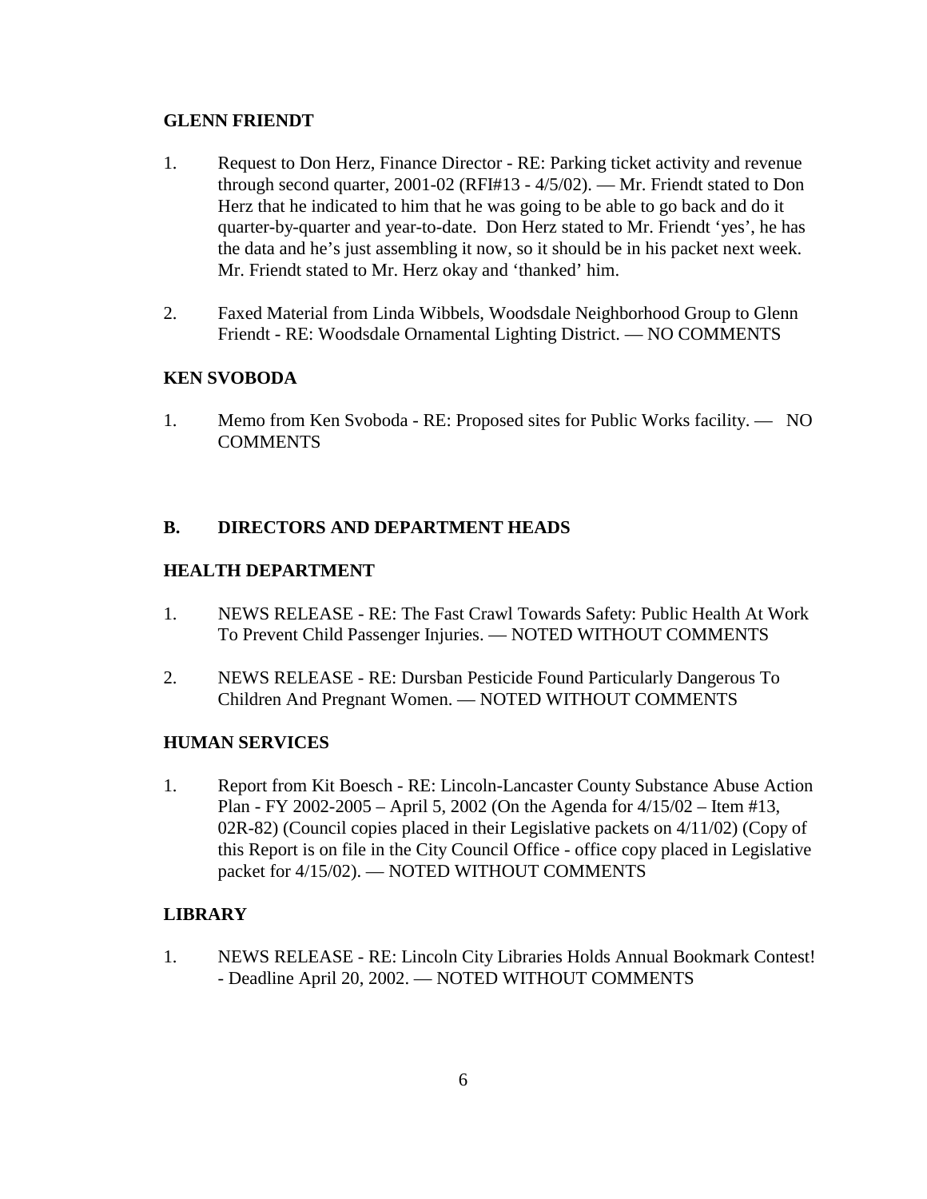**GLENN FRIENDT**

1. Request to Don Herz, Finance Director - RE: Parking ticket activity and revenue through second quarter, 2001-02 (RFI#13 - 4/5/02). — Mr. Friendt stated to Don Herz that he indicated to him that he was going to be able to go back and do it quarter-by-quarter and year-to-date. Don Herz stated to Mr. Friendt 'yes', he has the data and he's just assembling it now, so it should be in his packet next week. Mr. Friendt stated to Mr. Herz okay and 'thanked' him.

2. Faxed Material from Linda Wibbels, Woodsdale Neighborhood Group to Glenn Friendt - RE: Woodsdale Ornamental Lighting District. — NO COMMENTS

**KEN SVOBODA**

1. Memo from Ken Svoboda - RE: Proposed sites for Public Works facility. — NO COMMENTS

## B. DIRECTORS AND DEPARTMENT HEADS

**HEALTH DEPARTMENT**

1. NEWS RELEASE - RE: The Fast Crawl Towards Safety: Public Health At Work To Prevent Child Passenger Injuries. — NOTED WITHOUT COMMENTS

2. NEWS RELEASE - RE: Dursban Pesticide Found Particularly Dangerous To Children And Pregnant Women. — NOTED WITHOUT COMMENTS

**HUMAN SERVICES**

1. Report from Kit Boesch - RE: Lincoln-Lancaster County Substance Abuse Action Plan - FY 2002-2005 – April 5, 2002 (On the Agenda for 4/15/02 – Item #13, 02R-82) (Council copies placed in their Legislative packets on 4/11/02) (Copy of this Report is on file in the City Council Office - office copy placed in Legislative packet for 4/15/02). — NOTED WITHOUT COMMENTS

**LIBRARY**

1. NEWS RELEASE - RE: Lincoln City Libraries Holds Annual Bookmark Contest! - Deadline April 20, 2002. — NOTED WITHOUT COMMENTS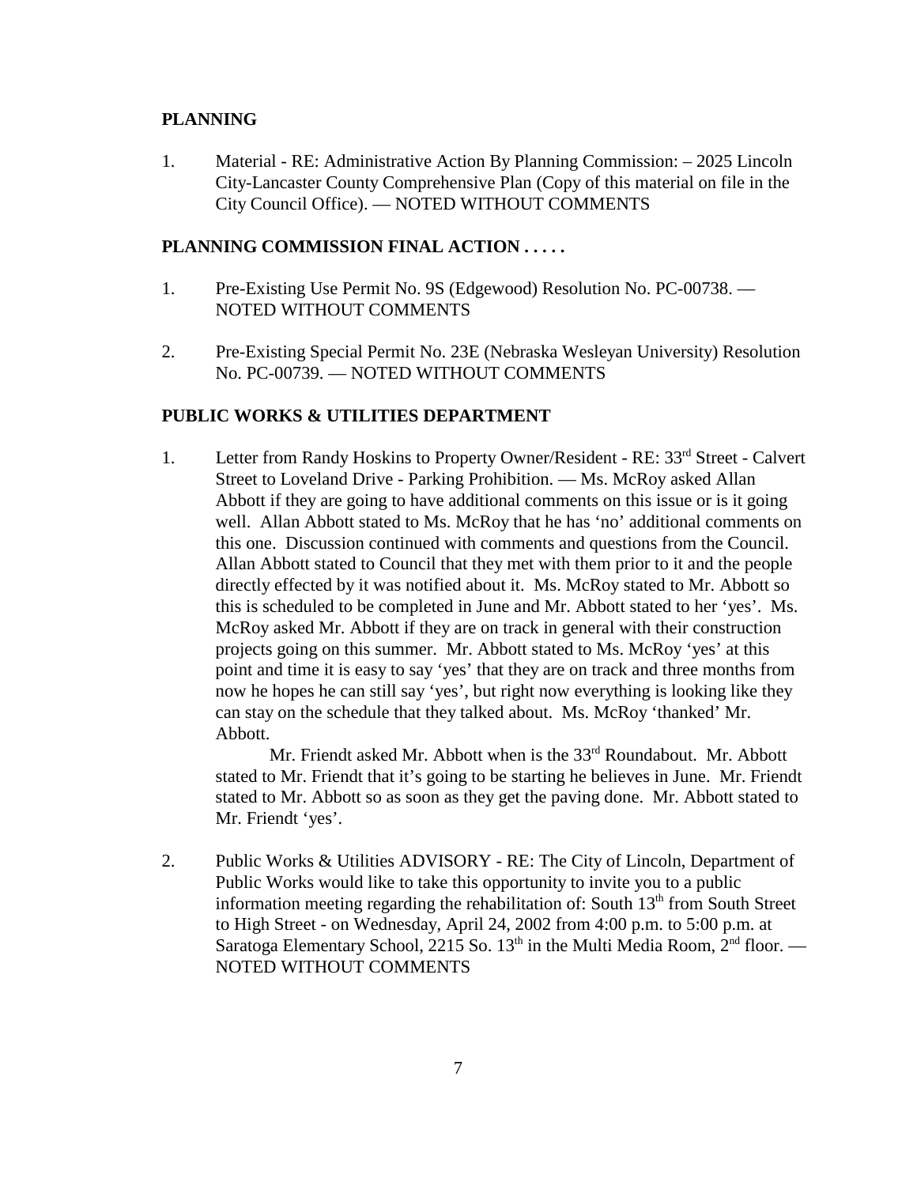**PLANNING**

1. Material - RE: Administrative Action By Planning Commission: – 2025 Lincoln City-Lancaster County Comprehensive Plan (Copy of this material on file in the City Council Office). — NOTED WITHOUT COMMENTS

**PLANNING COMMISSION FINAL ACTION . . . . .**

1. Pre-Existing Use Permit No. 9S (Edgewood) Resolution No. PC-00738. — NOTED WITHOUT COMMENTS

2. Pre-Existing Special Permit No. 23E (Nebraska Wesleyan University) Resolution No. PC-00739. — NOTED WITHOUT COMMENTS

**PUBLIC WORKS & UTILITIES DEPARTMENT**

1. Letter from Randy Hoskins to Property Owner/Resident - RE: 33rd Street - Calvert Street to Loveland Drive - Parking Prohibition. — Ms. McRoy asked Allan Abbott if they are going to have additional comments on this issue or is it going well. Allan Abbott stated to Ms. McRoy that he has 'no' additional comments on this one. Discussion continued with comments and questions from the Council. Allan Abbott stated to Council that they met with them prior to it and the people directly effected by it was notified about it. Ms. McRoy stated to Mr. Abbott so this is scheduled to be completed in June and Mr. Abbott stated to her 'yes'. Ms. McRoy asked Mr. Abbott if they are on track in general with their construction projects going on this summer. Mr. Abbott stated to Ms. McRoy 'yes' at this point and time it is easy to say 'yes' that they are on track and three months from now he hopes he can still say 'yes', but right now everything is looking like they can stay on the schedule that they talked about. Ms. McRoy 'thanked' Mr. Abbott.

   Mr. Friendt asked Mr. Abbott when is the 33rd Roundabout. Mr. Abbott stated to Mr. Friendt that it's going to be starting he believes in June. Mr. Friendt stated to Mr. Abbott so as soon as they get the paving done. Mr. Abbott stated to Mr. Friendt 'yes'.

2. Public Works & Utilities ADVISORY - RE: The City of Lincoln, Department of Public Works would like to take this opportunity to invite you to a public information meeting regarding the rehabilitation of: South 13th from South Street to High Street - on Wednesday, April 24, 2002 from 4:00 p.m. to 5:00 p.m. at Saratoga Elementary School, 2215 So. 13th in the Multi Media Room, 2nd floor. — NOTED WITHOUT COMMENTS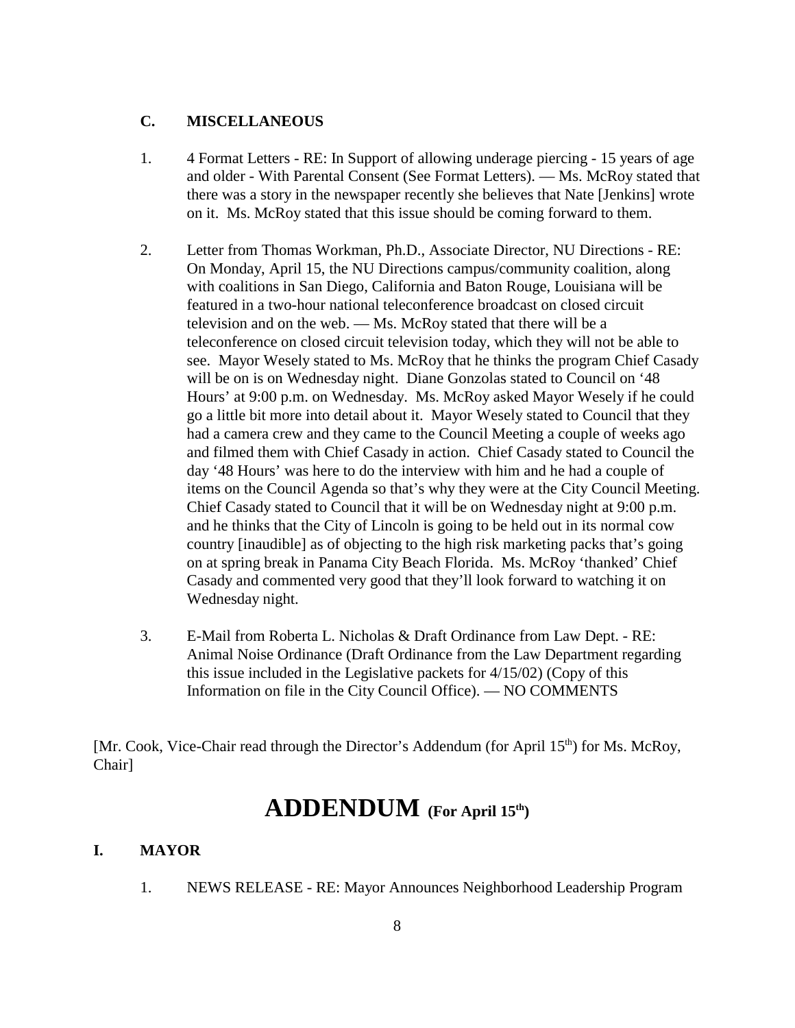### C. MISCELLANEOUS

1. 4 Format Letters - RE: In Support of allowing underage piercing - 15 years of age and older - With Parental Consent (See Format Letters). — Ms. McRoy stated that there was a story in the newspaper recently she believes that Nate [Jenkins] wrote on it. Ms. McRoy stated that this issue should be coming forward to them.

2. Letter from Thomas Workman, Ph.D., Associate Director, NU Directions - RE: On Monday, April 15, the NU Directions campus/community coalition, along with coalitions in San Diego, California and Baton Rouge, Louisiana will be featured in a two-hour national teleconference broadcast on closed circuit television and on the web. — Ms. McRoy stated that there will be a teleconference on closed circuit television today, which they will not be able to see. Mayor Wesely stated to Ms. McRoy that he thinks the program Chief Casady will be on is on Wednesday night. Diane Gonzolas stated to Council on '48 Hours' at 9:00 p.m. on Wednesday. Ms. McRoy asked Mayor Wesely if he could go a little bit more into detail about it. Mayor Wesely stated to Council that they had a camera crew and they came to the Council Meeting a couple of weeks ago and filmed them with Chief Casady in action. Chief Casady stated to Council the day '48 Hours' was here to do the interview with him and he had a couple of items on the Council Agenda so that's why they were at the City Council Meeting. Chief Casady stated to Council that it will be on Wednesday night at 9:00 p.m. and he thinks that the City of Lincoln is going to be held out in its normal cow country [inaudible] as of objecting to the high risk marketing packs that's going on at spring break in Panama City Beach Florida. Ms. McRoy 'thanked' Chief Casady and commented very good that they'll look forward to watching it on Wednesday night.

3. E-Mail from Roberta L. Nicholas & Draft Ordinance from Law Dept. - RE: Animal Noise Ordinance (Draft Ordinance from the Law Department regarding this issue included in the Legislative packets for 4/15/02) (Copy of this Information on file in the City Council Office). — NO COMMENTS

[Mr. Cook, Vice-Chair read through the Director's Addendum (for April 15th) for Ms. McRoy, Chair]

# ADDENDUM (For April 15th)

### I. MAYOR

1. NEWS RELEASE - RE: Mayor Announces Neighborhood Leadership Program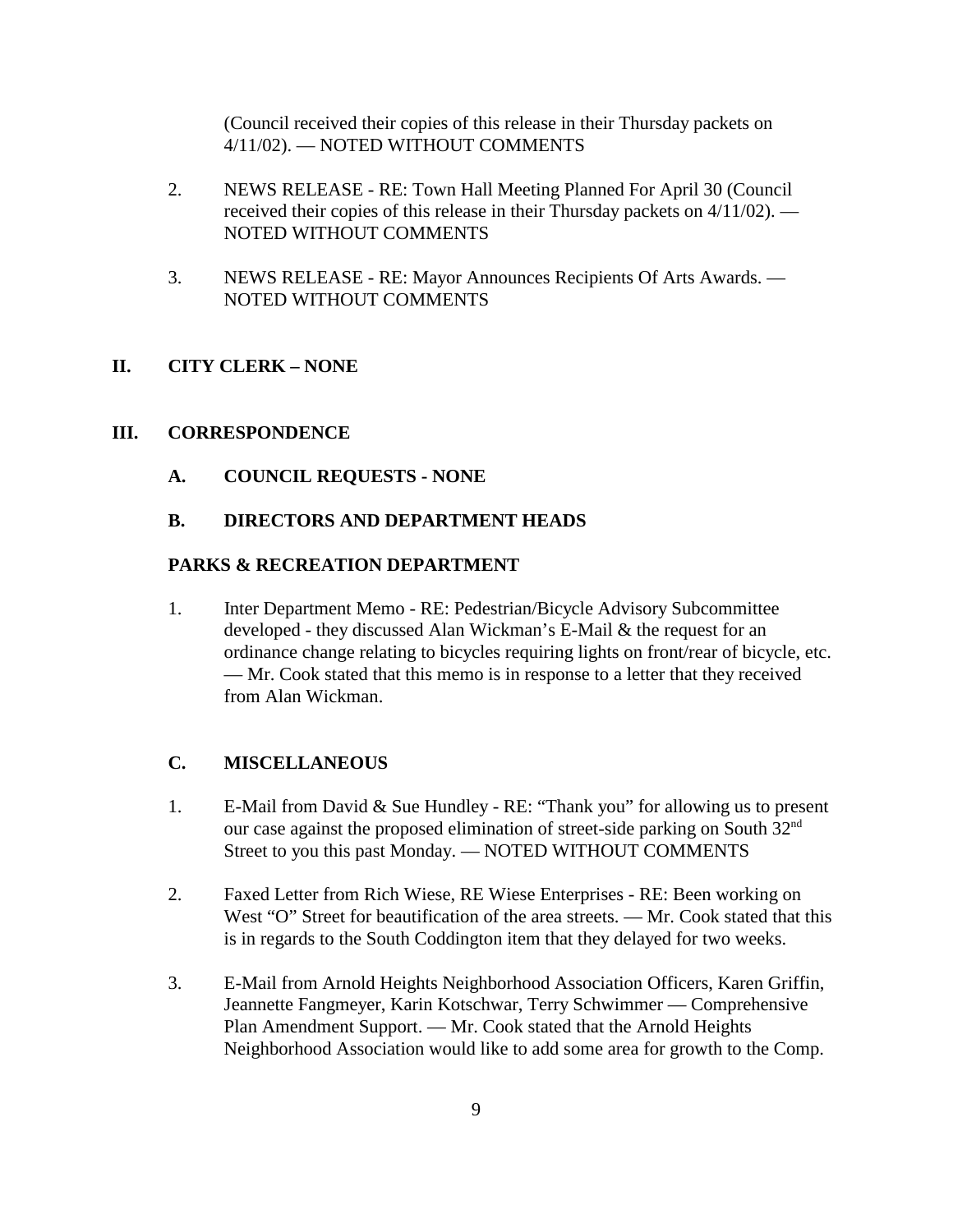(Council received their copies of this release in their Thursday packets on 4/11/02). — NOTED WITHOUT COMMENTS

2. NEWS RELEASE - RE: Town Hall Meeting Planned For April 30 (Council received their copies of this release in their Thursday packets on 4/11/02). — NOTED WITHOUT COMMENTS

3. NEWS RELEASE - RE: Mayor Announces Recipients Of Arts Awards. — NOTED WITHOUT COMMENTS

## II. CITY CLERK – NONE

## III. CORRESPONDENCE

### A. COUNCIL REQUESTS - NONE

### B. DIRECTORS AND DEPARTMENT HEADS

**PARKS & RECREATION DEPARTMENT**

1. Inter Department Memo - RE: Pedestrian/Bicycle Advisory Subcommittee developed - they discussed Alan Wickman's E-Mail & the request for an ordinance change relating to bicycles requiring lights on front/rear of bicycle, etc. — Mr. Cook stated that this memo is in response to a letter that they received from Alan Wickman.

### C. MISCELLANEOUS

1. E-Mail from David & Sue Hundley - RE: "Thank you" for allowing us to present our case against the proposed elimination of street-side parking on South 32nd Street to you this past Monday. — NOTED WITHOUT COMMENTS

2. Faxed Letter from Rich Wiese, RE Wiese Enterprises - RE: Been working on West "O" Street for beautification of the area streets. — Mr. Cook stated that this is in regards to the South Coddington item that they delayed for two weeks.

3. E-Mail from Arnold Heights Neighborhood Association Officers, Karen Griffin, Jeannette Fangmeyer, Karin Kotschwar, Terry Schwimmer — Comprehensive Plan Amendment Support. — Mr. Cook stated that the Arnold Heights Neighborhood Association would like to add some area for growth to the Comp.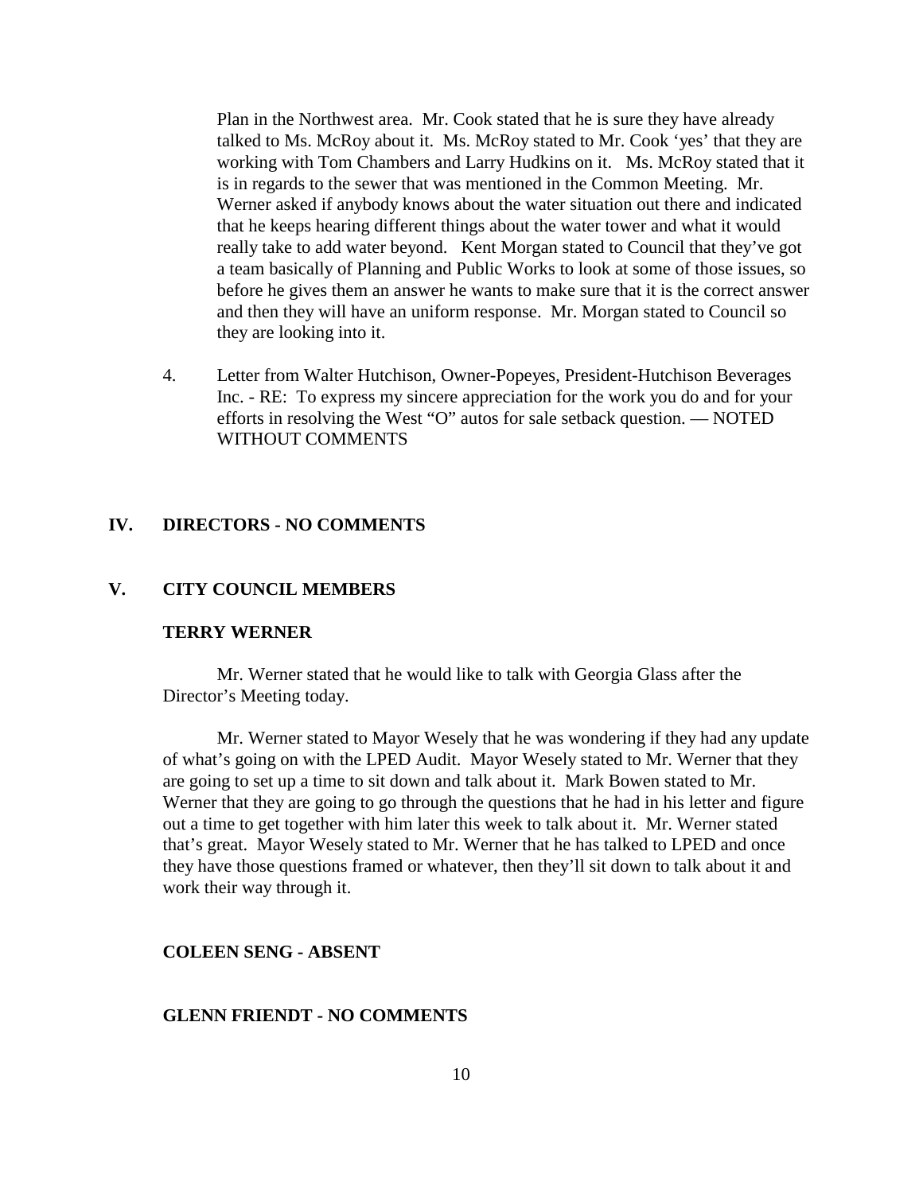Plan in the Northwest area. Mr. Cook stated that he is sure they have already talked to Ms. McRoy about it. Ms. McRoy stated to Mr. Cook 'yes' that they are working with Tom Chambers and Larry Hudkins on it. Ms. McRoy stated that it is in regards to the sewer that was mentioned in the Common Meeting. Mr. Werner asked if anybody knows about the water situation out there and indicated that he keeps hearing different things about the water tower and what it would really take to add water beyond. Kent Morgan stated to Council that they've got a team basically of Planning and Public Works to look at some of those issues, so before he gives them an answer he wants to make sure that it is the correct answer and then they will have an uniform response. Mr. Morgan stated to Council so they are looking into it.

4. Letter from Walter Hutchison, Owner-Popeyes, President-Hutchison Beverages Inc. - RE: To express my sincere appreciation for the work you do and for your efforts in resolving the West "O" autos for sale setback question. — NOTED WITHOUT COMMENTS

## IV. DIRECTORS - NO COMMENTS

## V. CITY COUNCIL MEMBERS

### TERRY WERNER

Mr. Werner stated that he would like to talk with Georgia Glass after the Director's Meeting today.

Mr. Werner stated to Mayor Wesely that he was wondering if they had any update of what's going on with the LPED Audit. Mayor Wesely stated to Mr. Werner that they are going to set up a time to sit down and talk about it. Mark Bowen stated to Mr. Werner that they are going to go through the questions that he had in his letter and figure out a time to get together with him later this week to talk about it. Mr. Werner stated that's great. Mayor Wesely stated to Mr. Werner that he has talked to LPED and once they have those questions framed or whatever, then they'll sit down to talk about it and work their way through it.

### COLEEN SENG - ABSENT

### GLENN FRIENDT - NO COMMENTS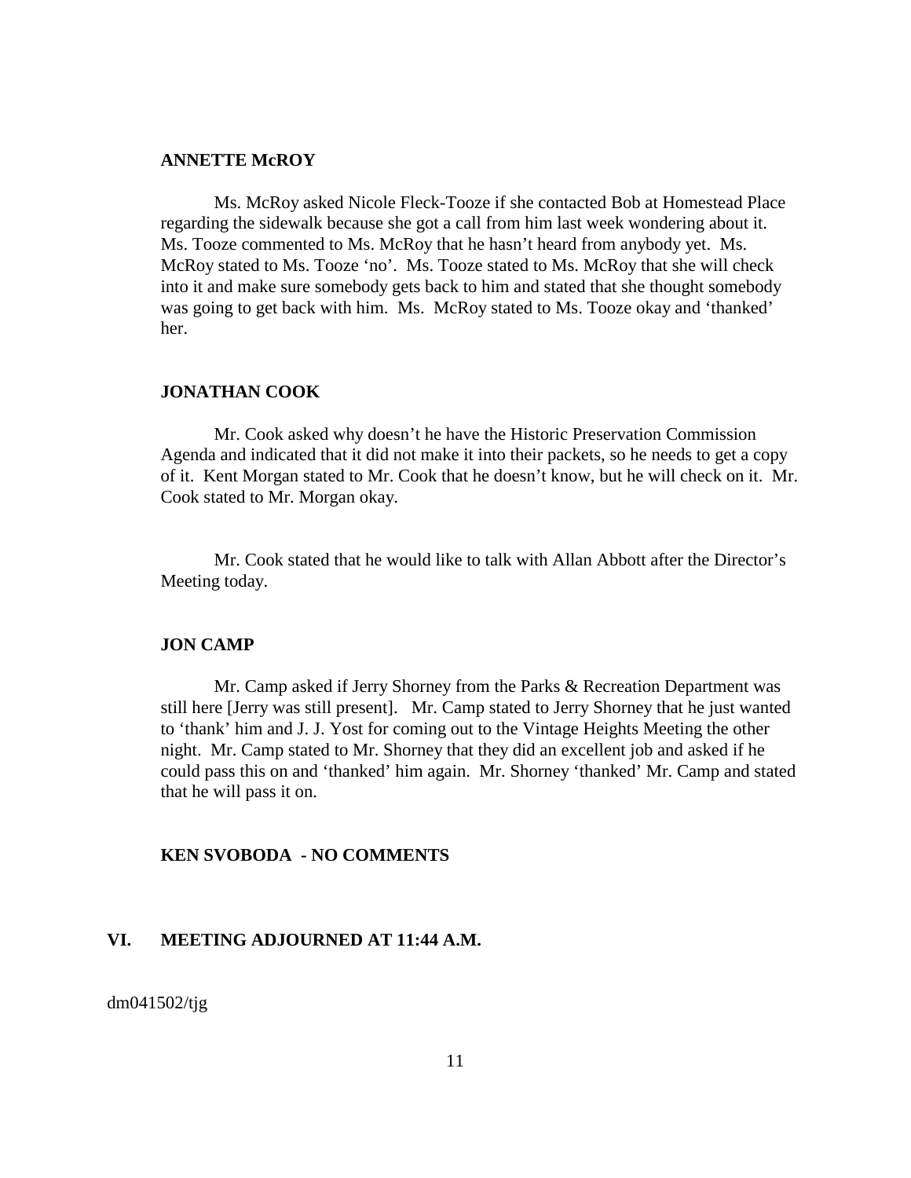**ANNETTE McROY**

Ms. McRoy asked Nicole Fleck-Tooze if she contacted Bob at Homestead Place regarding the sidewalk because she got a call from him last week wondering about it. Ms. Tooze commented to Ms. McRoy that he hasn't heard from anybody yet. Ms. McRoy stated to Ms. Tooze 'no'. Ms. Tooze stated to Ms. McRoy that she will check into it and make sure somebody gets back to him and stated that she thought somebody was going to get back with him. Ms. McRoy stated to Ms. Tooze okay and 'thanked' her.

**JONATHAN COOK**

Mr. Cook asked why doesn't he have the Historic Preservation Commission Agenda and indicated that it did not make it into their packets, so he needs to get a copy of it. Kent Morgan stated to Mr. Cook that he doesn't know, but he will check on it. Mr. Cook stated to Mr. Morgan okay.

Mr. Cook stated that he would like to talk with Allan Abbott after the Director's Meeting today.

**JON CAMP**

Mr. Camp asked if Jerry Shorney from the Parks & Recreation Department was still here [Jerry was still present]. Mr. Camp stated to Jerry Shorney that he just wanted to 'thank' him and J. J. Yost for coming out to the Vintage Heights Meeting the other night. Mr. Camp stated to Mr. Shorney that they did an excellent job and asked if he could pass this on and 'thanked' him again. Mr. Shorney 'thanked' Mr. Camp and stated that he will pass it on.

**KEN SVOBODA - NO COMMENTS**

## VI. MEETING ADJOURNED AT 11:44 A.M.

dm041502/tjg